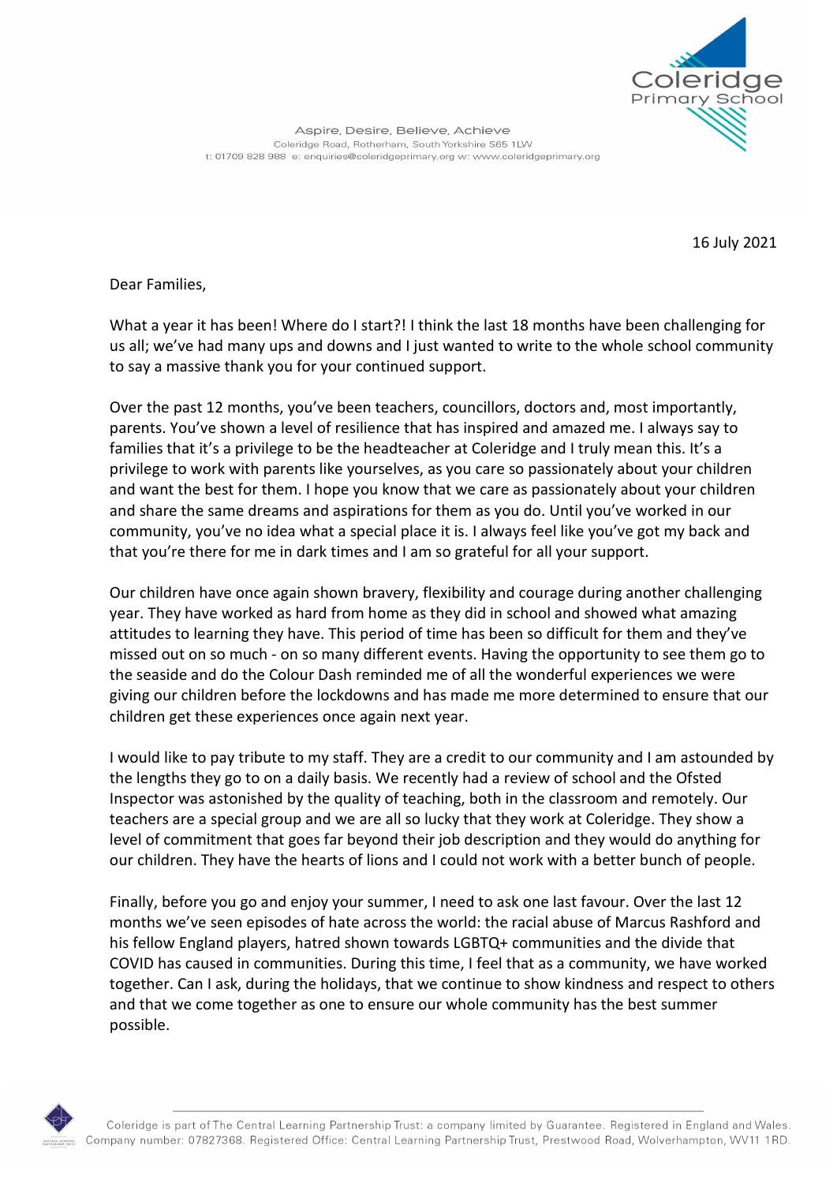Coleridge Primary School

Aspire, Desire, Believe, Achieve
Coleridge Road, Rotherham, South Yorkshire S65 1LW
t: 01709 828 988 e: enquiries@coleridgeprimary.org w: www.coleridgeprimary.org

16 July 2021

Dear Families,

What a year it has been! Where do I start?! I think the last 18 months have been challenging for us all; we've had many ups and downs and I just wanted to write to the whole school community to say a massive thank you for your continued support.

Over the past 12 months, you've been teachers, councillors, doctors and, most importantly, parents. You've shown a level of resilience that has inspired and amazed me. I always say to families that it's a privilege to be the headteacher at Coleridge and I truly mean this. It's a privilege to work with parents like yourselves, as you care so passionately about your children and want the best for them. I hope you know that we care as passionately about your children and share the same dreams and aspirations for them as you do. Until you've worked in our community, you've no idea what a special place it is. I always feel like you've got my back and that you're there for me in dark times and I am so grateful for all your support.

Our children have once again shown bravery, flexibility and courage during another challenging year. They have worked as hard from home as they did in school and showed what amazing attitudes to learning they have. This period of time has been so difficult for them and they've missed out on so much - on so many different events. Having the opportunity to see them go to the seaside and do the Colour Dash reminded me of all the wonderful experiences we were giving our children before the lockdowns and has made me more determined to ensure that our children get these experiences once again next year.

I would like to pay tribute to my staff. They are a credit to our community and I am astounded by the lengths they go to on a daily basis. We recently had a review of school and the Ofsted Inspector was astonished by the quality of teaching, both in the classroom and remotely. Our teachers are a special group and we are all so lucky that they work at Coleridge. They show a level of commitment that goes far beyond their job description and they would do anything for our children. They have the hearts of lions and I could not work with a better bunch of people.

Finally, before you go and enjoy your summer, I need to ask one last favour. Over the last 12 months we've seen episodes of hate across the world: the racial abuse of Marcus Rashford and his fellow England players, hatred shown towards LGBTQ+ communities and the divide that COVID has caused in communities. During this time, I feel that as a community, we have worked together. Can I ask, during the holidays, that we continue to show kindness and respect to others and that we come together as one to ensure our whole community has the best summer possible.

Coleridge is part of The Central Learning Partnership Trust: a company limited by Guarantee. Registered in England and Wales. Company number: 07827368. Registered Office: Central Learning Partnership Trust, Prestwood Road, Wolverhampton, WV11 1RD.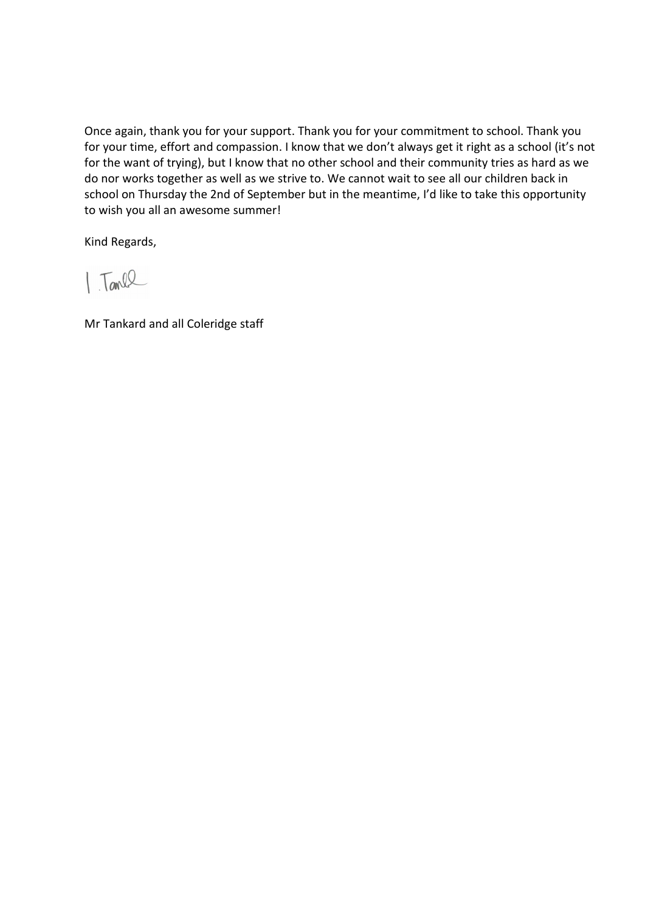Once again, thank you for your support. Thank you for your commitment to school. Thank you for your time, effort and compassion. I know that we don't always get it right as a school (it's not for the want of trying), but I know that no other school and their community tries as hard as we do nor works together as well as we strive to. We cannot wait to see all our children back in school on Thursday the 2nd of September but in the meantime, I'd like to take this opportunity to wish you all an awesome summer!

Kind Regards,

I. Tank

Mr Tankard and all Coleridge staff